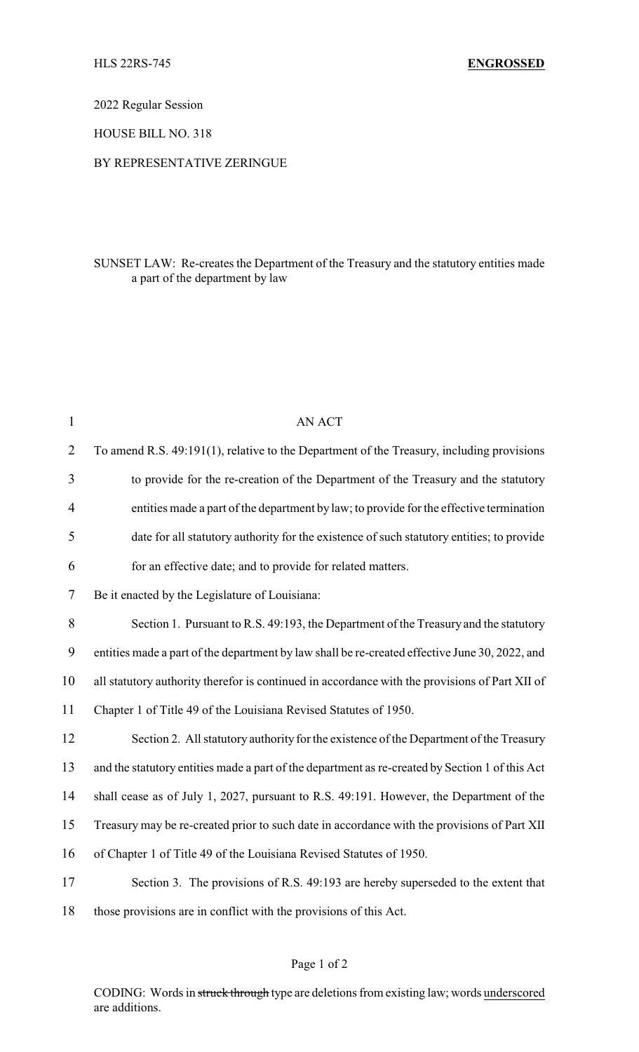HLS 22RS-745 **ENGROSSED**

2022 Regular Session

HOUSE BILL NO. 318

BY REPRESENTATIVE ZERINGUE

SUNSET LAW: Re-creates the Department of the Treasury and the statutory entities made a part of the department by law

AN ACT

To amend R.S. 49:191(1), relative to the Department of the Treasury, including provisions to provide for the re-creation of the Department of the Treasury and the statutory entities made a part of the department by law; to provide for the effective termination date for all statutory authority for the existence of such statutory entities; to provide for an effective date; and to provide for related matters.

Be it enacted by the Legislature of Louisiana:

Section 1. Pursuant to R.S. 49:193, the Department of the Treasury and the statutory entities made a part of the department by law shall be re-created effective June 30, 2022, and all statutory authority therefor is continued in accordance with the provisions of Part XII of Chapter 1 of Title 49 of the Louisiana Revised Statutes of 1950.

Section 2. All statutory authority for the existence of the Department of the Treasury and the statutory entities made a part of the department as re-created by Section 1 of this Act shall cease as of July 1, 2027, pursuant to R.S. 49:191. However, the Department of the Treasury may be re-created prior to such date in accordance with the provisions of Part XII of Chapter 1 of Title 49 of the Louisiana Revised Statutes of 1950.

Section 3. The provisions of R.S. 49:193 are hereby superseded to the extent that those provisions are in conflict with the provisions of this Act.

CODING: Words in ~~struck through~~ type are deletions from existing law; words underscored are additions.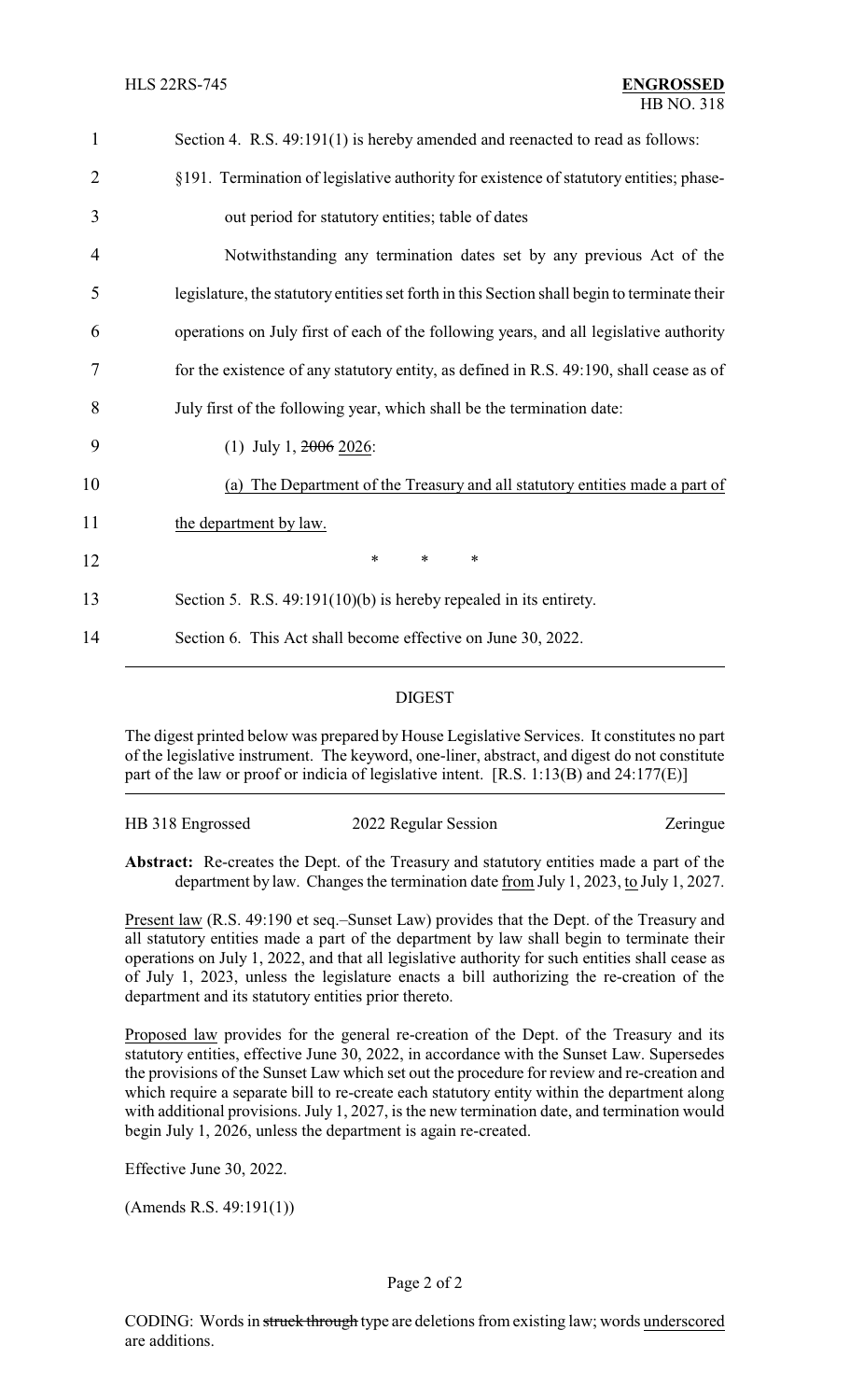Section 4. R.S. 49:191(1) is hereby amended and reenacted to read as follows:

§191. Termination of legislative authority for existence of statutory entities; phase-out period for statutory entities; table of dates

Notwithstanding any termination dates set by any previous Act of the legislature, the statutory entities set forth in this Section shall begin to terminate their operations on July first of each of the following years, and all legislative authority for the existence of any statutory entity, as defined in R.S. 49:190, shall cease as of July first of the following year, which shall be the termination date:

(1) July 1, ~~2006~~ 2026:

(a) The Department of the Treasury and all statutory entities made a part of the department by law.

\* \* \*

Section 5. R.S. 49:191(10)(b) is hereby repealed in its entirety.

Section 6. This Act shall become effective on June 30, 2022.

## DIGEST

The digest printed below was prepared by House Legislative Services. It constitutes no part of the legislative instrument. The keyword, one-liner, abstract, and digest do not constitute part of the law or proof or indicia of legislative intent. [R.S. 1:13(B) and 24:177(E)]

HB 318 Engrossed — 2022 Regular Session — Zeringue

**Abstract:** Re-creates the Dept. of the Treasury and statutory entities made a part of the department by law. Changes the termination date from July 1, 2023, to July 1, 2027.

Present law (R.S. 49:190 et seq.–Sunset Law) provides that the Dept. of the Treasury and all statutory entities made a part of the department by law shall begin to terminate their operations on July 1, 2022, and that all legislative authority for such entities shall cease as of July 1, 2023, unless the legislature enacts a bill authorizing the re-creation of the department and its statutory entities prior thereto.

Proposed law provides for the general re-creation of the Dept. of the Treasury and its statutory entities, effective June 30, 2022, in accordance with the Sunset Law. Supersedes the provisions of the Sunset Law which set out the procedure for review and re-creation and which require a separate bill to re-create each statutory entity within the department along with additional provisions. July 1, 2027, is the new termination date, and termination would begin July 1, 2026, unless the department is again re-created.

Effective June 30, 2022.

(Amends R.S. 49:191(1))

CODING: Words in ~~struck through~~ type are deletions from existing law; words underscored are additions.